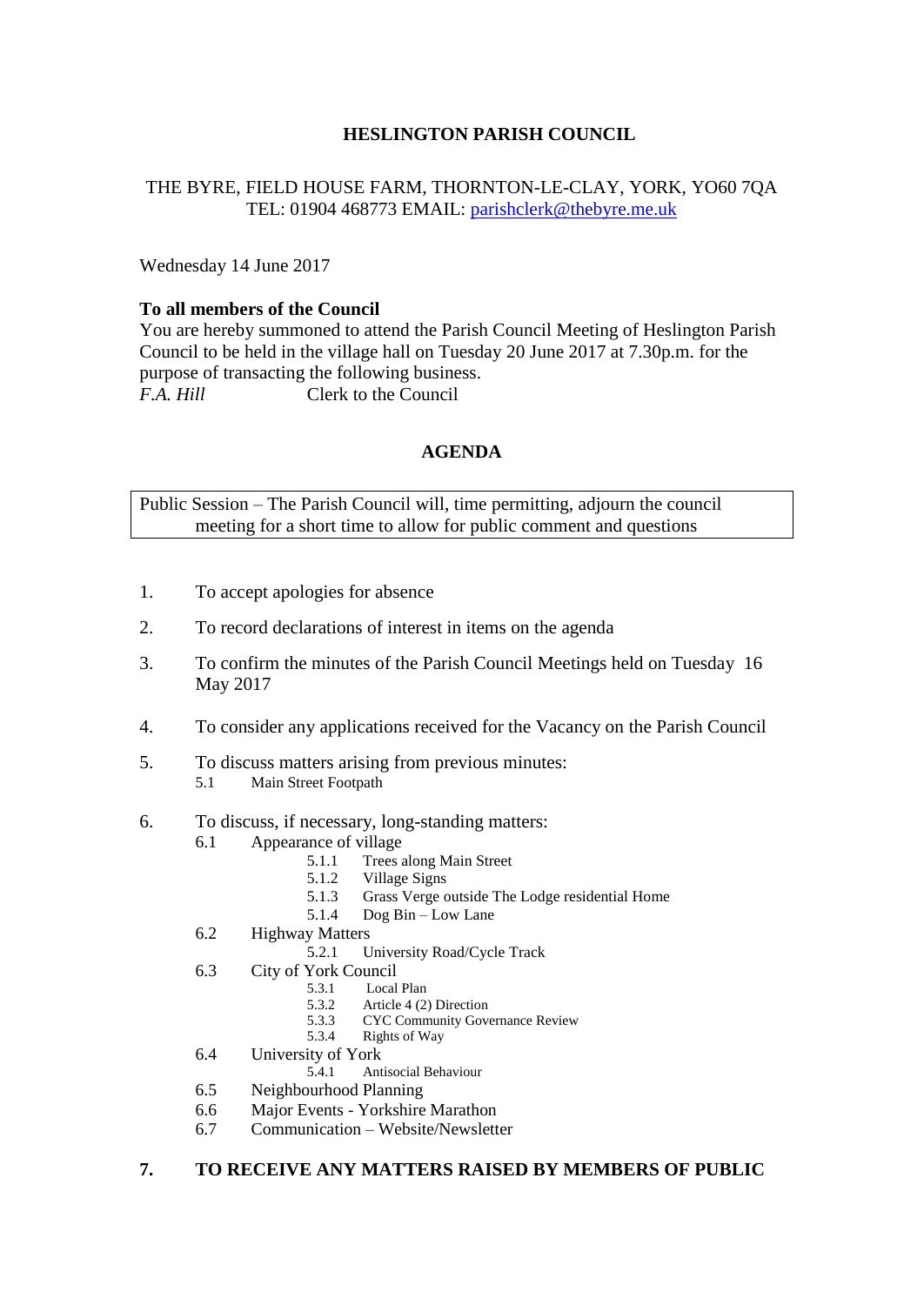**HESLINGTON PARISH COUNCIL**

THE BYRE, FIELD HOUSE FARM, THORNTON-LE-CLAY, YORK, YO60 7QA
TEL: 01904 468773 EMAIL: parishclerk@thebyre.me.uk

Wednesday 14 June 2017

**To all members of the Council**
You are hereby summoned to attend the Parish Council Meeting of Heslington Parish Council to be held in the village hall on Tuesday 20 June 2017 at 7.30p.m. for the purpose of transacting the following business.
*F.A. Hill* Clerk to the Council

## AGENDA

Public Session – The Parish Council will, time permitting, adjourn the council meeting for a short time to allow for public comment and questions

1. To accept apologies for absence

2. To record declarations of interest in items on the agenda

3. To confirm the minutes of the Parish Council Meetings held on Tuesday 16 May 2017

4. To consider any applications received for the Vacancy on the Parish Council

5. To discuss matters arising from previous minutes:
   - 5.1 Main Street Footpath

6. To discuss, if necessary, long-standing matters:
   - 6.1 Appearance of village
     - 5.1.1 Trees along Main Street
     - 5.1.2 Village Signs
     - 5.1.3 Grass Verge outside The Lodge residential Home
     - 5.1.4 Dog Bin – Low Lane
   - 6.2 Highway Matters
     - 5.2.1 University Road/Cycle Track
   - 6.3 City of York Council
     - 5.3.1 Local Plan
     - 5.3.2 Article 4 (2) Direction
     - 5.3.3 CYC Community Governance Review
     - 5.3.4 Rights of Way
   - 6.4 University of York
     - 5.4.1 Antisocial Behaviour
   - 6.5 Neighbourhood Planning
   - 6.6 Major Events - Yorkshire Marathon
   - 6.7 Communication – Website/Newsletter

7. **TO RECEIVE ANY MATTERS RAISED BY MEMBERS OF PUBLIC**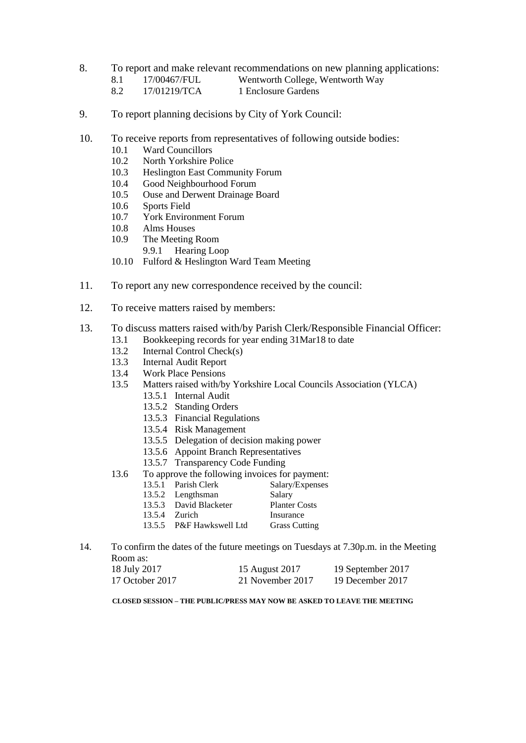8. To report and make relevant recommendations on new planning applications:
   - 8.1 17/00467/FUL Wentworth College, Wentworth Way
   - 8.2 17/01219/TCA 1 Enclosure Gardens

9. To report planning decisions by City of York Council:

10. To receive reports from representatives of following outside bodies:
    - 10.1 Ward Councillors
    - 10.2 North Yorkshire Police
    - 10.3 Heslington East Community Forum
    - 10.4 Good Neighbourhood Forum
    - 10.5 Ouse and Derwent Drainage Board
    - 10.6 Sports Field
    - 10.7 York Environment Forum
    - 10.8 Alms Houses
    - 10.9 The Meeting Room
      - 9.9.1 Hearing Loop
    - 10.10 Fulford & Heslington Ward Team Meeting

11. To report any new correspondence received by the council:

12. To receive matters raised by members:

13. To discuss matters raised with/by Parish Clerk/Responsible Financial Officer:
    - 13.1 Bookkeeping records for year ending 31Mar18 to date
    - 13.2 Internal Control Check(s)
    - 13.3 Internal Audit Report
    - 13.4 Work Place Pensions
    - 13.5 Matters raised with/by Yorkshire Local Councils Association (YLCA)
      - 13.5.1 Internal Audit
      - 13.5.2 Standing Orders
      - 13.5.3 Financial Regulations
      - 13.5.4 Risk Management
      - 13.5.5 Delegation of decision making power
      - 13.5.6 Appoint Branch Representatives
      - 13.5.7 Transparency Code Funding
    - 13.6 To approve the following invoices for payment:

| | | |
|---|---|---|
| 13.5.1 | Parish Clerk | Salary/Expenses |
| 13.5.2 | Lengthsman | Salary |
| 13.5.3 | David Blacketer | Planter Costs |
| 13.5.4 | Zurich | Insurance |
| 13.5.5 | P&F Hawkswell Ltd | Grass Cutting |

14. To confirm the dates of the future meetings on Tuesdays at 7.30p.m. in the Meeting Room as:

| | | |
|---|---|---|
| 18 July 2017 | 15 August 2017 | 19 September 2017 |
| 17 October 2017 | 21 November 2017 | 19 December 2017 |

**CLOSED SESSION – THE PUBLIC/PRESS MAY NOW BE ASKED TO LEAVE THE MEETING**